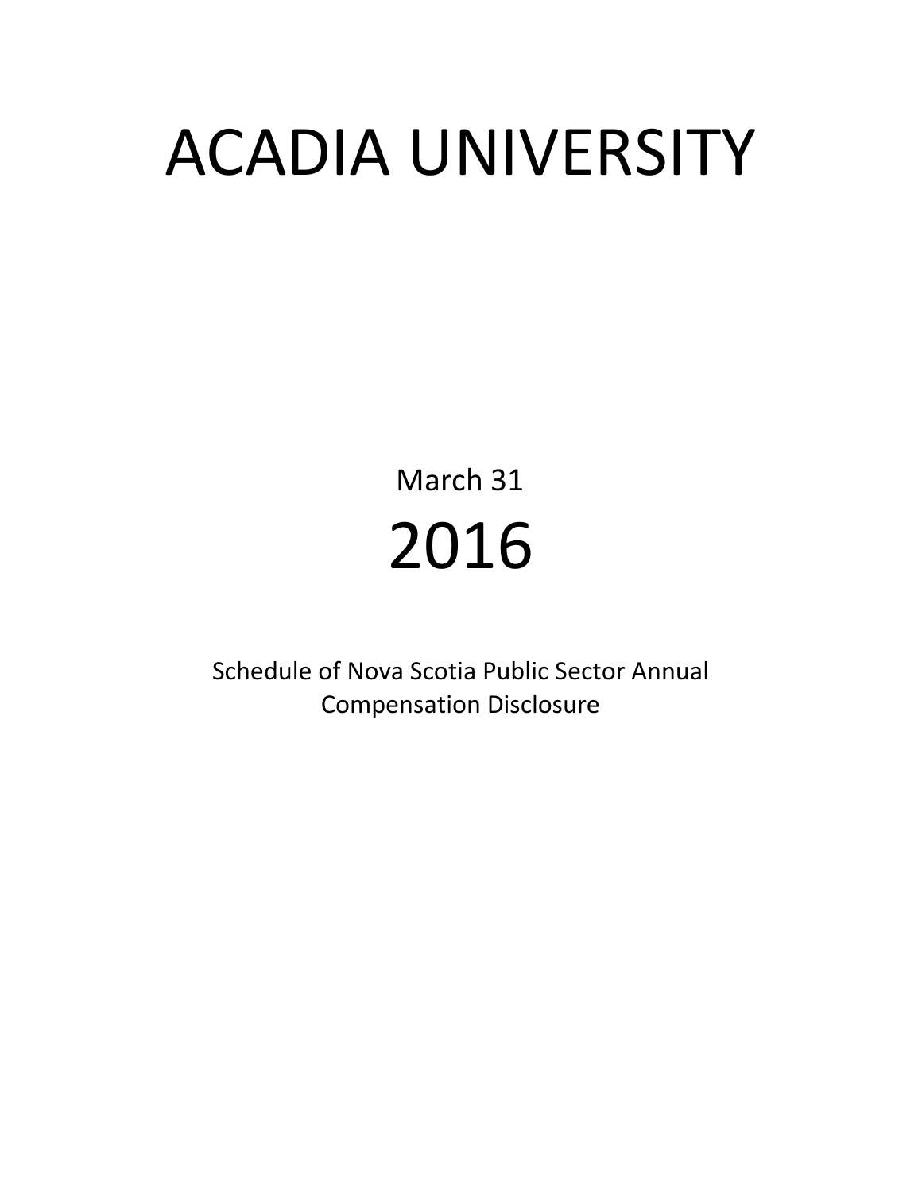# ACADIA UNIVERSITY

March 31

2016

Schedule of Nova Scotia Public Sector Annual Compensation Disclosure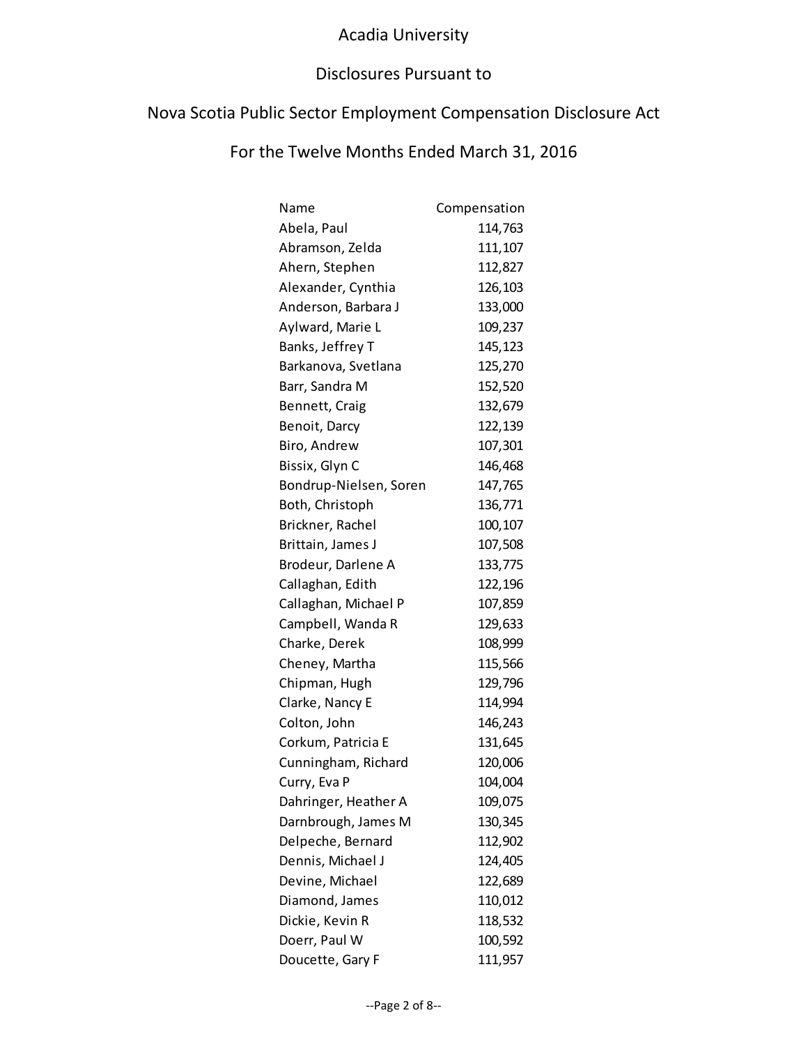Acadia University

Disclosures Pursuant to

Nova Scotia Public Sector Employment Compensation Disclosure Act

For the Twelve Months Ended March 31, 2016

| Name | Compensation |
|---|---:|
| Abela, Paul | 114,763 |
| Abramson, Zelda | 111,107 |
| Ahern, Stephen | 112,827 |
| Alexander, Cynthia | 126,103 |
| Anderson, Barbara J | 133,000 |
| Aylward, Marie L | 109,237 |
| Banks, Jeffrey T | 145,123 |
| Barkanova, Svetlana | 125,270 |
| Barr, Sandra M | 152,520 |
| Bennett, Craig | 132,679 |
| Benoit, Darcy | 122,139 |
| Biro, Andrew | 107,301 |
| Bissix, Glyn C | 146,468 |
| Bondrup-Nielsen, Soren | 147,765 |
| Both, Christoph | 136,771 |
| Brickner, Rachel | 100,107 |
| Brittain, James J | 107,508 |
| Brodeur, Darlene A | 133,775 |
| Callaghan, Edith | 122,196 |
| Callaghan, Michael P | 107,859 |
| Campbell, Wanda R | 129,633 |
| Charke, Derek | 108,999 |
| Cheney, Martha | 115,566 |
| Chipman, Hugh | 129,796 |
| Clarke, Nancy E | 114,994 |
| Colton, John | 146,243 |
| Corkum, Patricia E | 131,645 |
| Cunningham, Richard | 120,006 |
| Curry, Eva P | 104,004 |
| Dahringer, Heather A | 109,075 |
| Darnbrough, James M | 130,345 |
| Delpeche, Bernard | 112,902 |
| Dennis, Michael J | 124,405 |
| Devine, Michael | 122,689 |
| Diamond, James | 110,012 |
| Dickie, Kevin R | 118,532 |
| Doerr, Paul W | 100,592 |
| Doucette, Gary F | 111,957 |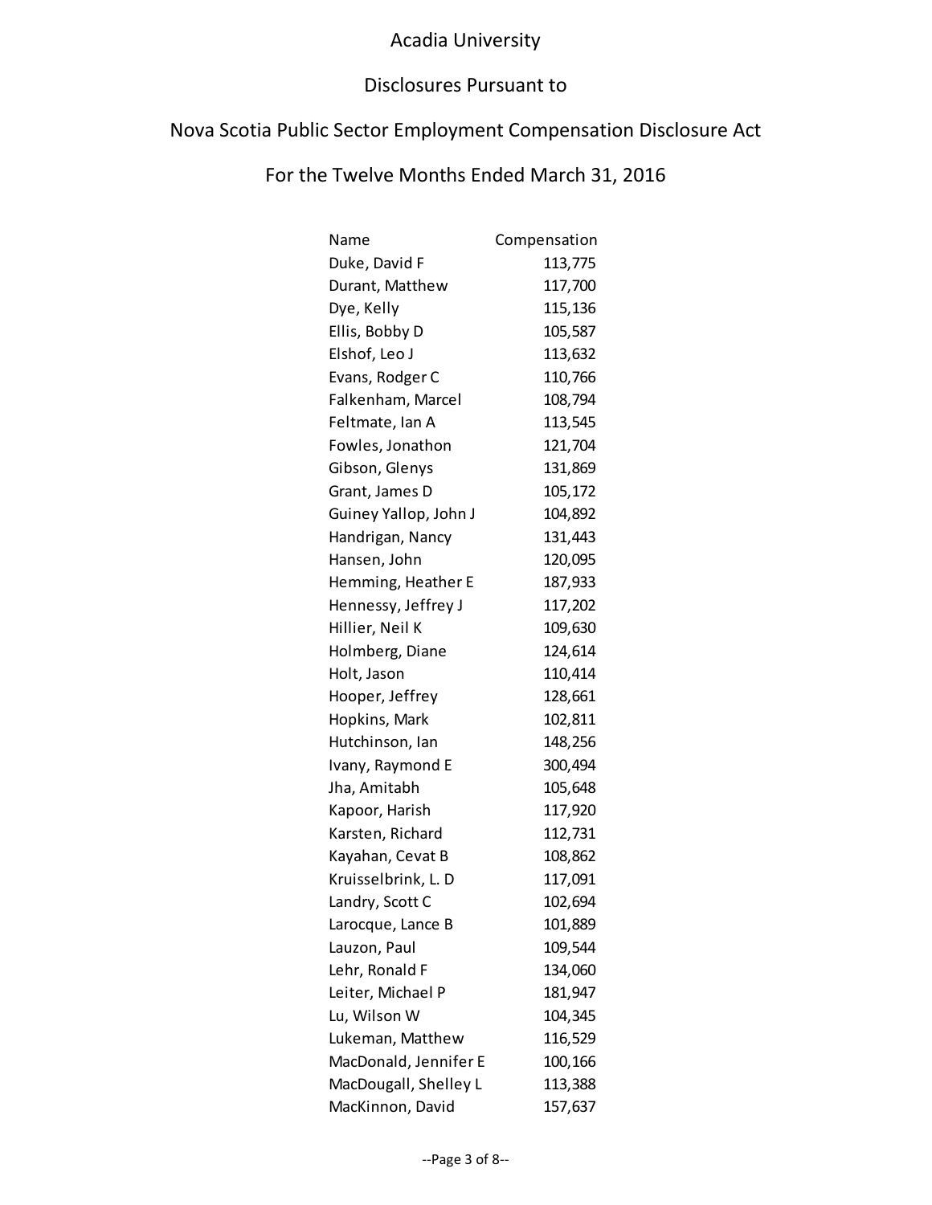Acadia University

Disclosures Pursuant to

Nova Scotia Public Sector Employment Compensation Disclosure Act

For the Twelve Months Ended March 31, 2016

| Name | Compensation |
|---|---:|
| Duke, David F | 113,775 |
| Durant, Matthew | 117,700 |
| Dye, Kelly | 115,136 |
| Ellis, Bobby D | 105,587 |
| Elshof, Leo J | 113,632 |
| Evans, Rodger C | 110,766 |
| Falkenham, Marcel | 108,794 |
| Feltmate, Ian A | 113,545 |
| Fowles, Jonathon | 121,704 |
| Gibson, Glenys | 131,869 |
| Grant, James D | 105,172 |
| Guiney Yallop, John J | 104,892 |
| Handrigan, Nancy | 131,443 |
| Hansen, John | 120,095 |
| Hemming, Heather E | 187,933 |
| Hennessy, Jeffrey J | 117,202 |
| Hillier, Neil K | 109,630 |
| Holmberg, Diane | 124,614 |
| Holt, Jason | 110,414 |
| Hooper, Jeffrey | 128,661 |
| Hopkins, Mark | 102,811 |
| Hutchinson, Ian | 148,256 |
| Ivany, Raymond E | 300,494 |
| Jha, Amitabh | 105,648 |
| Kapoor, Harish | 117,920 |
| Karsten, Richard | 112,731 |
| Kayahan, Cevat B | 108,862 |
| Kruisselbrink, L. D | 117,091 |
| Landry, Scott C | 102,694 |
| Larocque, Lance B | 101,889 |
| Lauzon, Paul | 109,544 |
| Lehr, Ronald F | 134,060 |
| Leiter, Michael P | 181,947 |
| Lu, Wilson W | 104,345 |
| Lukeman, Matthew | 116,529 |
| MacDonald, Jennifer E | 100,166 |
| MacDougall, Shelley L | 113,388 |
| MacKinnon, David | 157,637 |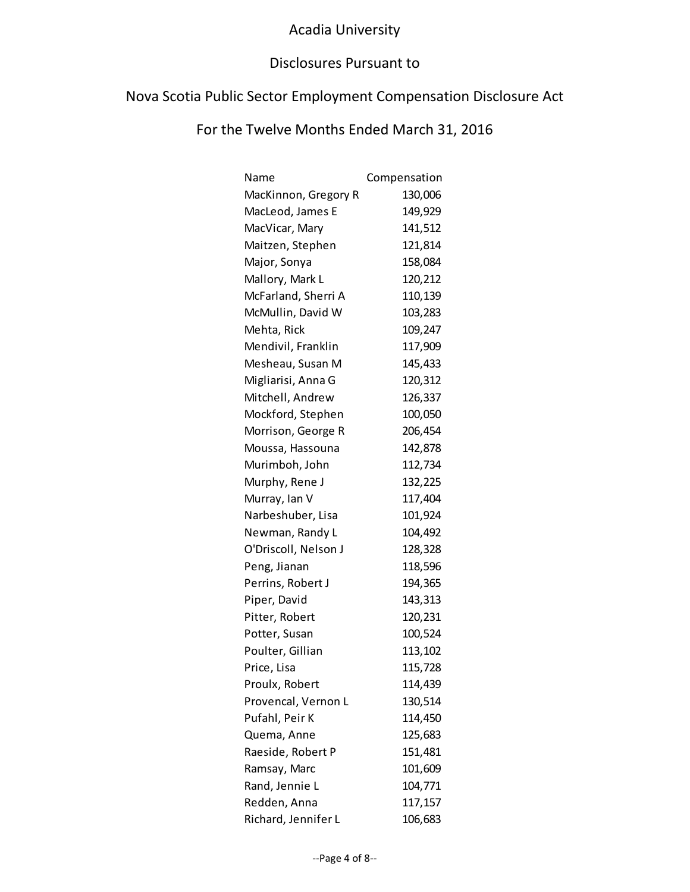# Acadia University

## Disclosures Pursuant to

## Nova Scotia Public Sector Employment Compensation Disclosure Act

## For the Twelve Months Ended March 31, 2016

| Name | Compensation |
|---|---|
| MacKinnon, Gregory R | 130,006 |
| MacLeod, James E | 149,929 |
| MacVicar, Mary | 141,512 |
| Maitzen, Stephen | 121,814 |
| Major, Sonya | 158,084 |
| Mallory, Mark L | 120,212 |
| McFarland, Sherri A | 110,139 |
| McMullin, David W | 103,283 |
| Mehta, Rick | 109,247 |
| Mendivil, Franklin | 117,909 |
| Mesheau, Susan M | 145,433 |
| Migliarisi, Anna G | 120,312 |
| Mitchell, Andrew | 126,337 |
| Mockford, Stephen | 100,050 |
| Morrison, George R | 206,454 |
| Moussa, Hassouna | 142,878 |
| Murimboh, John | 112,734 |
| Murphy, Rene J | 132,225 |
| Murray, Ian V | 117,404 |
| Narbeshuber, Lisa | 101,924 |
| Newman, Randy L | 104,492 |
| O'Driscoll, Nelson J | 128,328 |
| Peng, Jianan | 118,596 |
| Perrins, Robert J | 194,365 |
| Piper, David | 143,313 |
| Pitter, Robert | 120,231 |
| Potter, Susan | 100,524 |
| Poulter, Gillian | 113,102 |
| Price, Lisa | 115,728 |
| Proulx, Robert | 114,439 |
| Provencal, Vernon L | 130,514 |
| Pufahl, Peir K | 114,450 |
| Quema, Anne | 125,683 |
| Raeside, Robert P | 151,481 |
| Ramsay, Marc | 101,609 |
| Rand, Jennie L | 104,771 |
| Redden, Anna | 117,157 |
| Richard, Jennifer L | 106,683 |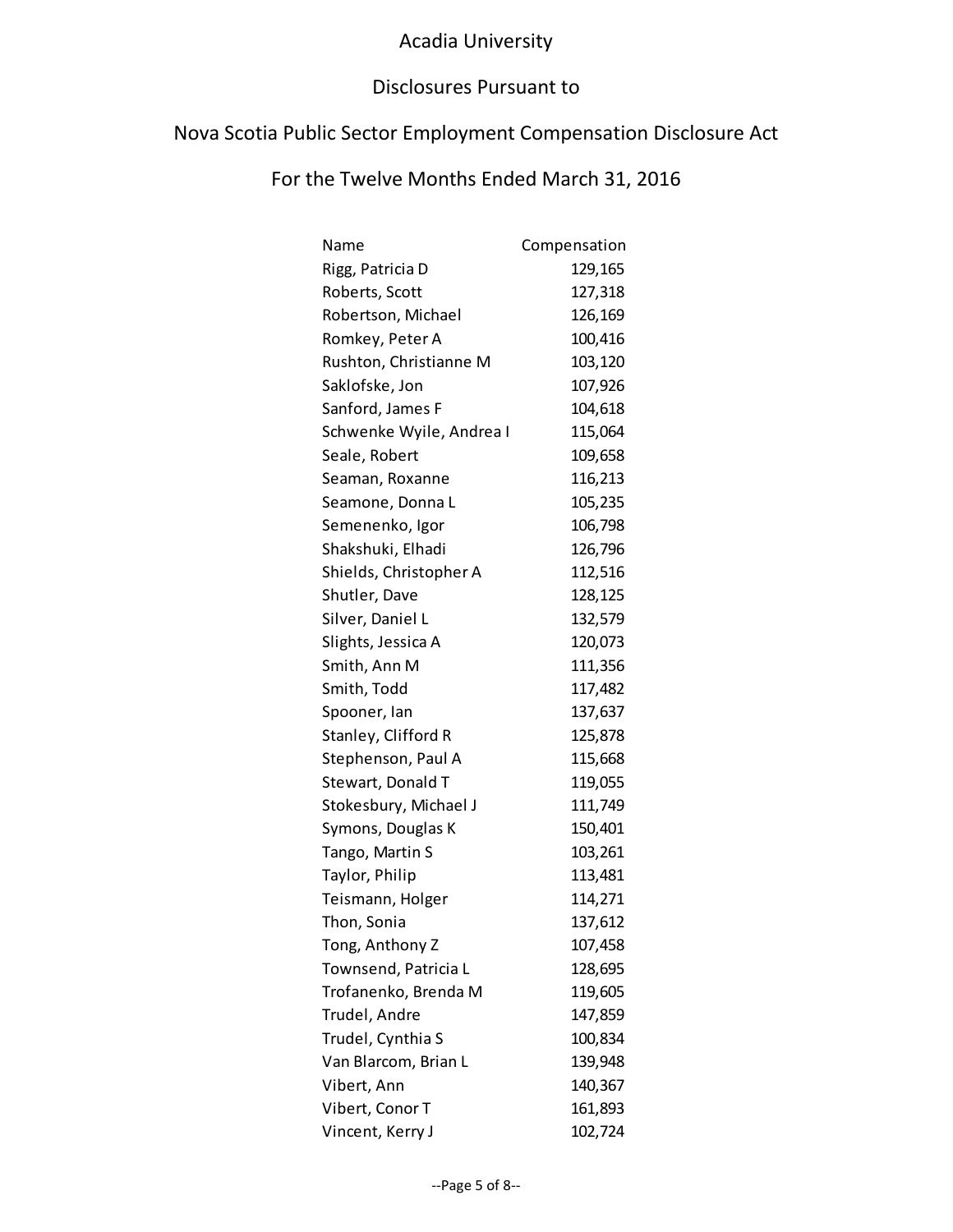Acadia University

Disclosures Pursuant to

Nova Scotia Public Sector Employment Compensation Disclosure Act

For the Twelve Months Ended March 31, 2016

| Name | Compensation |
|---|---|
| Rigg, Patricia D | 129,165 |
| Roberts, Scott | 127,318 |
| Robertson, Michael | 126,169 |
| Romkey, Peter A | 100,416 |
| Rushton, Christianne M | 103,120 |
| Saklofske, Jon | 107,926 |
| Sanford, James F | 104,618 |
| Schwenke Wyile, Andrea I | 115,064 |
| Seale, Robert | 109,658 |
| Seaman, Roxanne | 116,213 |
| Seamone, Donna L | 105,235 |
| Semenenko, Igor | 106,798 |
| Shakshuki, Elhadi | 126,796 |
| Shields, Christopher A | 112,516 |
| Shutler, Dave | 128,125 |
| Silver, Daniel L | 132,579 |
| Slights, Jessica A | 120,073 |
| Smith, Ann M | 111,356 |
| Smith, Todd | 117,482 |
| Spooner, Ian | 137,637 |
| Stanley, Clifford R | 125,878 |
| Stephenson, Paul A | 115,668 |
| Stewart, Donald T | 119,055 |
| Stokesbury, Michael J | 111,749 |
| Symons, Douglas K | 150,401 |
| Tango, Martin S | 103,261 |
| Taylor, Philip | 113,481 |
| Teismann, Holger | 114,271 |
| Thon, Sonia | 137,612 |
| Tong, Anthony Z | 107,458 |
| Townsend, Patricia L | 128,695 |
| Trofanenko, Brenda M | 119,605 |
| Trudel, Andre | 147,859 |
| Trudel, Cynthia S | 100,834 |
| Van Blarcom, Brian L | 139,948 |
| Vibert, Ann | 140,367 |
| Vibert, Conor T | 161,893 |
| Vincent, Kerry J | 102,724 |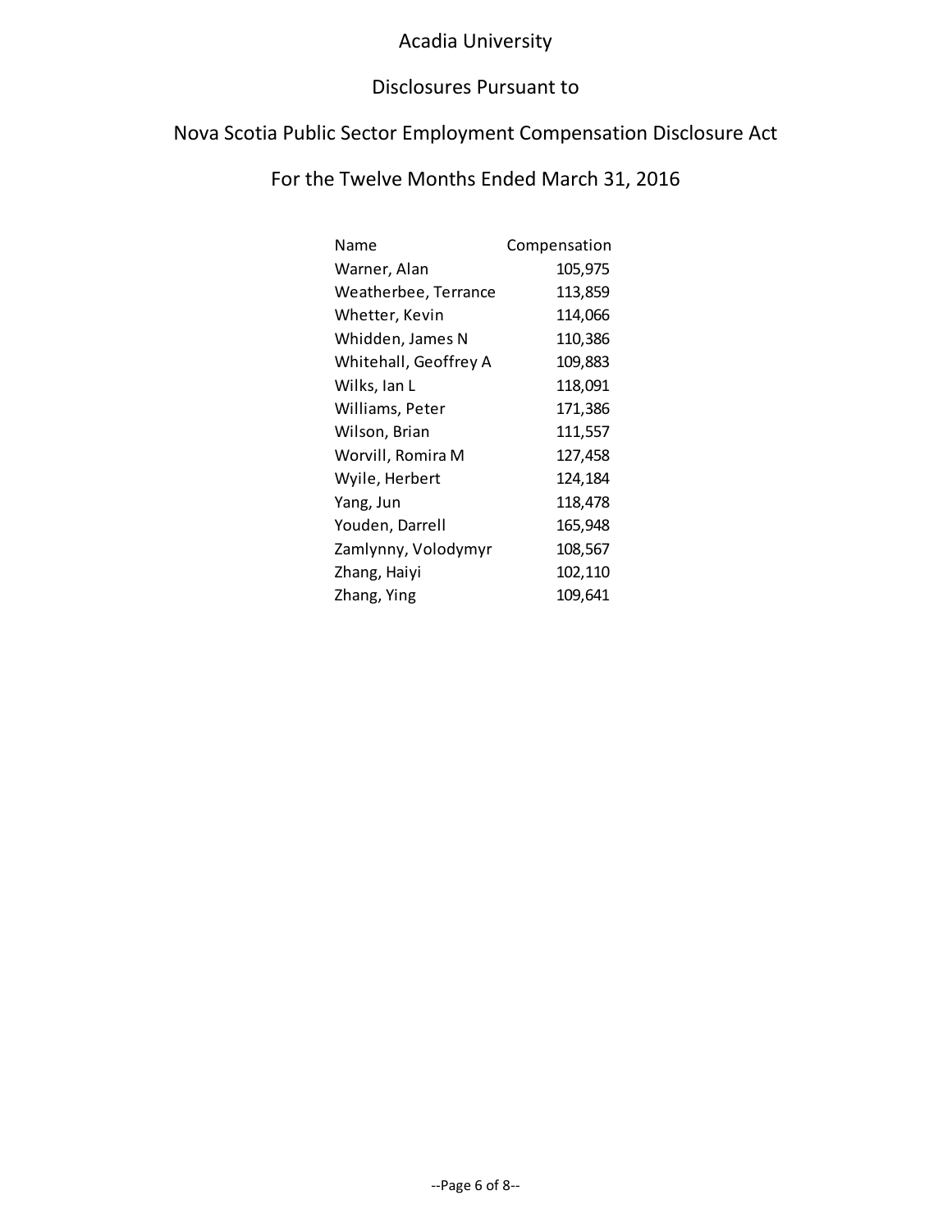# Acadia University

## Disclosures Pursuant to

## Nova Scotia Public Sector Employment Compensation Disclosure Act

## For the Twelve Months Ended March 31, 2016

| Name | Compensation |
| --- | --- |
| Warner, Alan | 105,975 |
| Weatherbee, Terrance | 113,859 |
| Whetter, Kevin | 114,066 |
| Whidden, James N | 110,386 |
| Whitehall, Geoffrey A | 109,883 |
| Wilks, Ian L | 118,091 |
| Williams, Peter | 171,386 |
| Wilson, Brian | 111,557 |
| Worvill, Romira M | 127,458 |
| Wyile, Herbert | 124,184 |
| Yang, Jun | 118,478 |
| Youden, Darrell | 165,948 |
| Zamlynny, Volodymyr | 108,567 |
| Zhang, Haiyi | 102,110 |
| Zhang, Ying | 109,641 |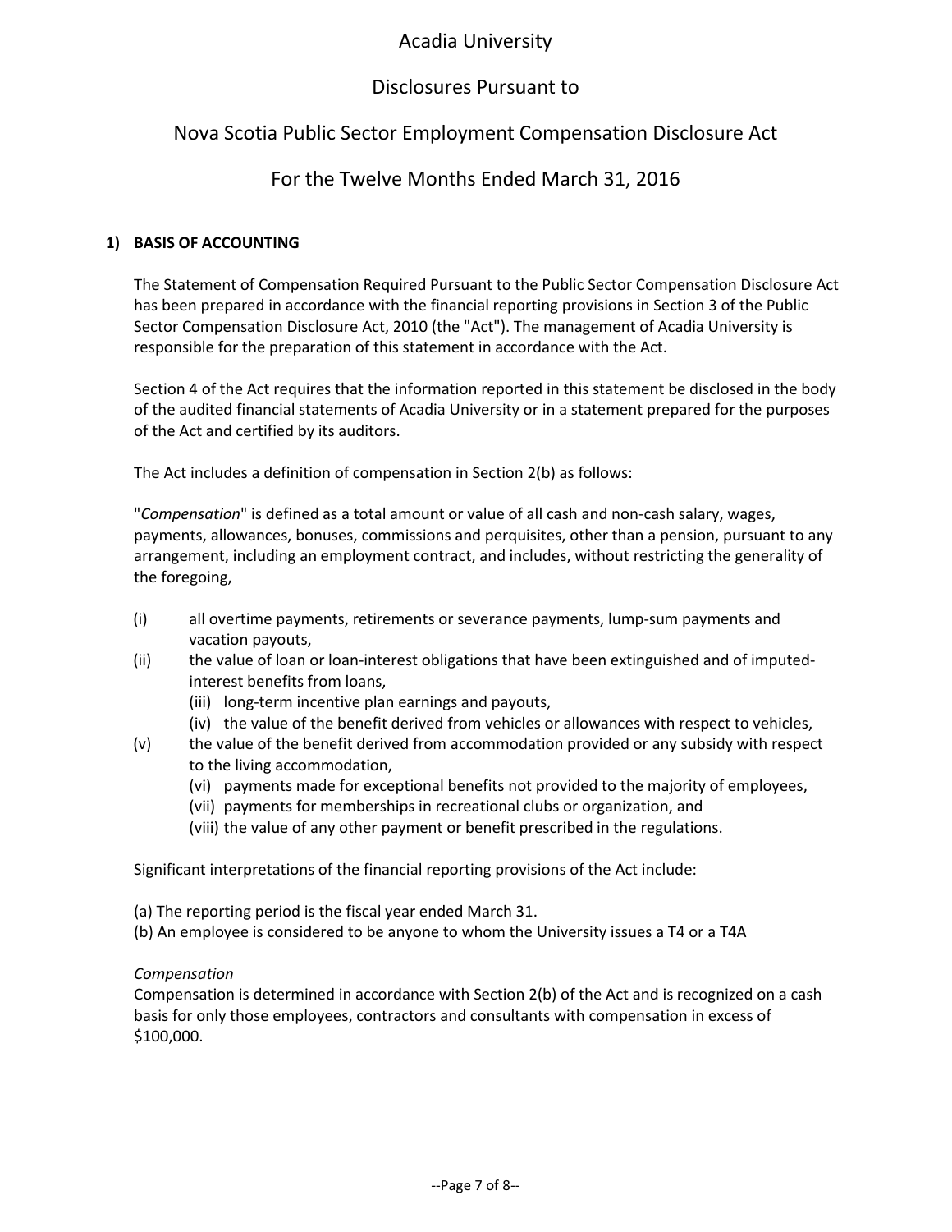# Acadia University

## Disclosures Pursuant to

## Nova Scotia Public Sector Employment Compensation Disclosure Act

## For the Twelve Months Ended March 31, 2016

### 1) BASIS OF ACCOUNTING

The Statement of Compensation Required Pursuant to the Public Sector Compensation Disclosure Act has been prepared in accordance with the financial reporting provisions in Section 3 of the Public Sector Compensation Disclosure Act, 2010 (the "Act"). The management of Acadia University is responsible for the preparation of this statement in accordance with the Act.

Section 4 of the Act requires that the information reported in this statement be disclosed in the body of the audited financial statements of Acadia University or in a statement prepared for the purposes of the Act and certified by its auditors.

The Act includes a definition of compensation in Section 2(b) as follows:

"*Compensation*" is defined as a total amount or value of all cash and non-cash salary, wages, payments, allowances, bonuses, commissions and perquisites, other than a pension, pursuant to any arrangement, including an employment contract, and includes, without restricting the generality of the foregoing,

- (i) all overtime payments, retirements or severance payments, lump-sum payments and vacation payouts,
- (ii) the value of loan or loan-interest obligations that have been extinguished and of imputed-interest benefits from loans,
- (iii) long-term incentive plan earnings and payouts,
- (iv) the value of the benefit derived from vehicles or allowances with respect to vehicles,
- (v) the value of the benefit derived from accommodation provided or any subsidy with respect to the living accommodation,
- (vi) payments made for exceptional benefits not provided to the majority of employees,
- (vii) payments for memberships in recreational clubs or organization, and
- (viii) the value of any other payment or benefit prescribed in the regulations.

Significant interpretations of the financial reporting provisions of the Act include:

(a) The reporting period is the fiscal year ended March 31.
(b) An employee is considered to be anyone to whom the University issues a T4 or a T4A

*Compensation*
Compensation is determined in accordance with Section 2(b) of the Act and is recognized on a cash basis for only those employees, contractors and consultants with compensation in excess of $100,000.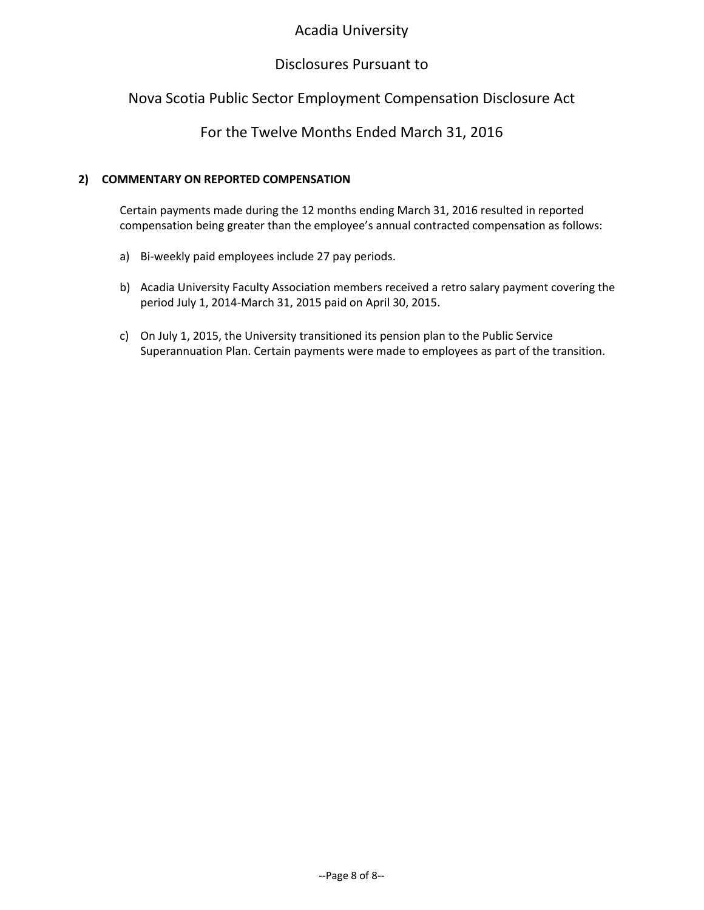# Acadia University

## Disclosures Pursuant to

## Nova Scotia Public Sector Employment Compensation Disclosure Act

## For the Twelve Months Ended March 31, 2016

**2) COMMENTARY ON REPORTED COMPENSATION**

Certain payments made during the 12 months ending March 31, 2016 resulted in reported compensation being greater than the employee's annual contracted compensation as follows:

a) Bi-weekly paid employees include 27 pay periods.

b) Acadia University Faculty Association members received a retro salary payment covering the period July 1, 2014-March 31, 2015 paid on April 30, 2015.

c) On July 1, 2015, the University transitioned its pension plan to the Public Service Superannuation Plan. Certain payments were made to employees as part of the transition.